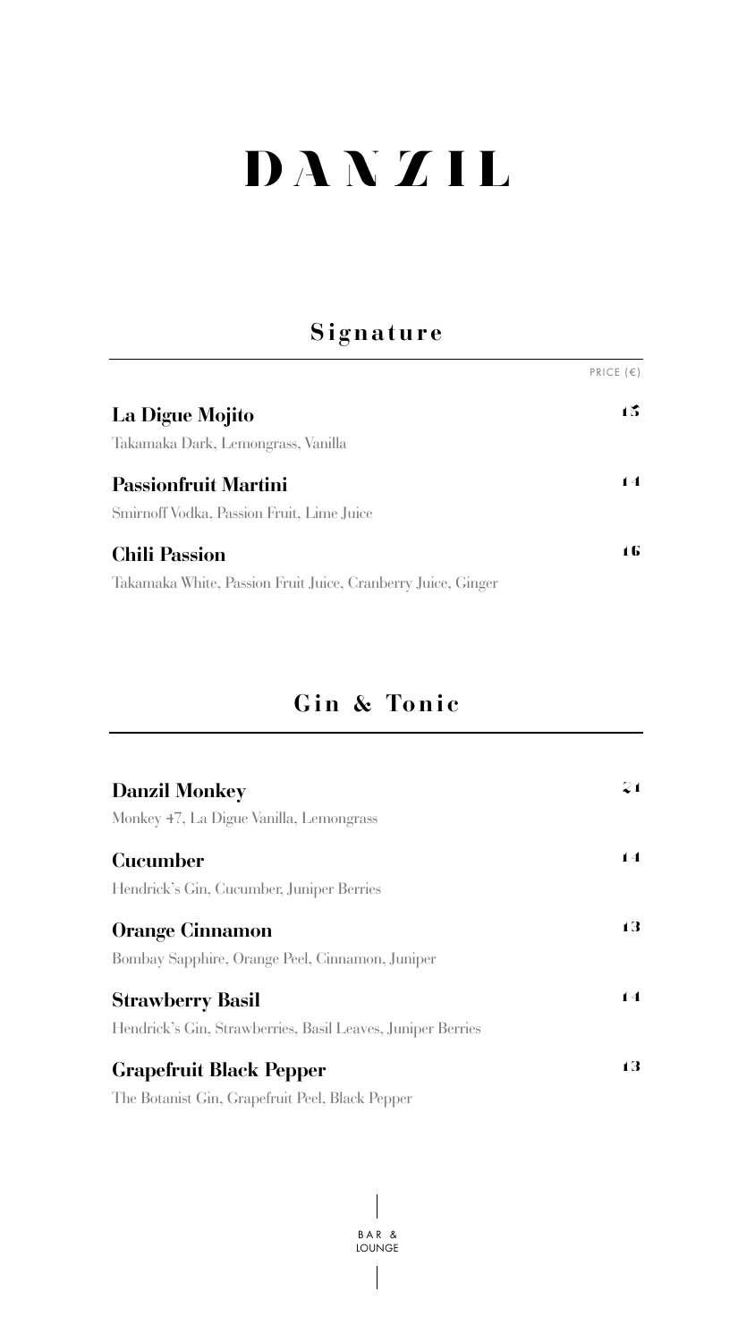# DANZIL

## Signature

PRICE (€)

**La Digue Mojito** 15
Takamaka Dark, Lemongrass, Vanilla

**Passionfruit Martini** 14
Smirnoff Vodka, Passion Fruit, Lime Juice

**Chili Passion** 16
Takamaka White, Passion Fruit Juice, Cranberry Juice, Ginger

## Gin & Tonic

**Danzil Monkey** 21
Monkey 47, La Digue Vanilla, Lemongrass

**Cucumber** 14
Hendrick's Gin, Cucumber, Juniper Berries

**Orange Cinnamon** 13
Bombay Sapphire, Orange Peel, Cinnamon, Juniper

**Strawberry Basil** 14
Hendrick's Gin, Strawberries, Basil Leaves, Juniper Berries

**Grapefruit Black Pepper** 13
The Botanist Gin, Grapefruit Peel, Black Pepper

BAR & LOUNGE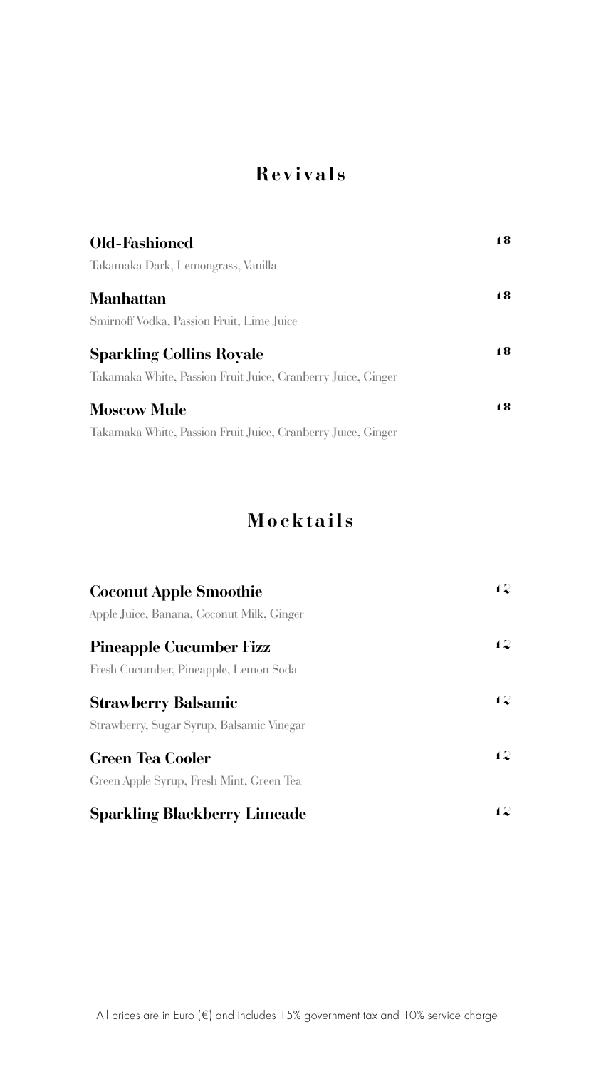## Revivals

**Old-Fashioned** 18

Takamaka Dark, Lemongrass, Vanilla

**Manhattan** 18

Smirnoff Vodka, Passion Fruit, Lime Juice

**Sparkling Collins Royale** 18

Takamaka White, Passion Fruit Juice, Cranberry Juice, Ginger

**Moscow Mule** 18

Takamaka White, Passion Fruit Juice, Cranberry Juice, Ginger

## Mocktails

**Coconut Apple Smoothie** 12

Apple Juice, Banana, Coconut Milk, Ginger

**Pineapple Cucumber Fizz** 12

Fresh Cucumber, Pineapple, Lemon Soda

**Strawberry Balsamic** 12

Strawberry, Sugar Syrup, Balsamic Vinegar

**Green Tea Cooler** 12

Green Apple Syrup, Fresh Mint, Green Tea

**Sparkling Blackberry Limeade** 12

All prices are in Euro (€) and includes 15% government tax and 10% service charge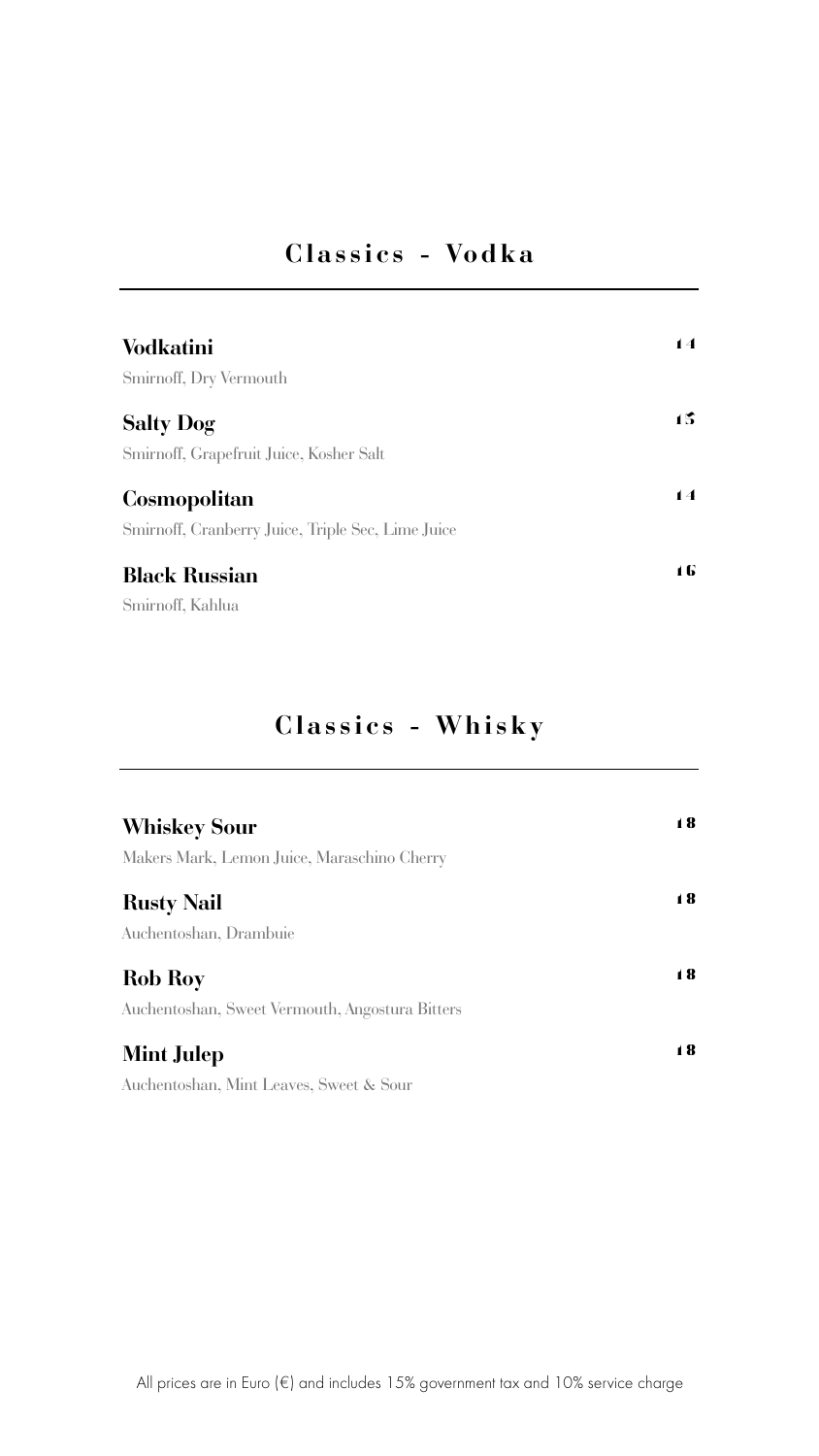## Classics - Vodka

**Vodkatini** 14

Smirnoff, Dry Vermouth

**Salty Dog** 15

Smirnoff, Grapefruit Juice, Kosher Salt

**Cosmopolitan** 14

Smirnoff, Cranberry Juice, Triple Sec, Lime Juice

**Black Russian** 16

Smirnoff, Kahlua

## Classics - Whisky

**Whiskey Sour** 18

Makers Mark, Lemon Juice, Maraschino Cherry

**Rusty Nail** 18

Auchentoshan, Drambuie

**Rob Roy** 18

Auchentoshan, Sweet Vermouth, Angostura Bitters

**Mint Julep** 18

Auchentoshan, Mint Leaves, Sweet & Sour

All prices are in Euro (€) and includes 15% government tax and 10% service charge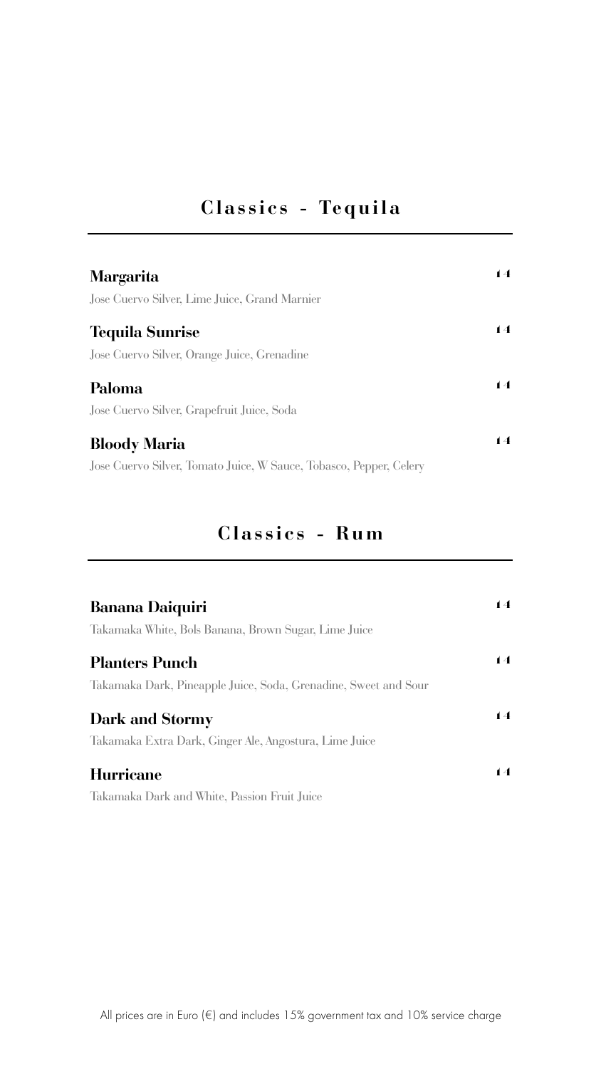## Classics - Tequila

**Margarita** 14
Jose Cuervo Silver, Lime Juice, Grand Marnier

**Tequila Sunrise** 14
Jose Cuervo Silver, Orange Juice, Grenadine

**Paloma** 14
Jose Cuervo Silver, Grapefruit Juice, Soda

**Bloody Maria** 14
Jose Cuervo Silver, Tomato Juice, W Sauce, Tobasco, Pepper, Celery

## Classics - Rum

**Banana Daiquiri** 14
Takamaka White, Bols Banana, Brown Sugar, Lime Juice

**Planters Punch** 14
Takamaka Dark, Pineapple Juice, Soda, Grenadine, Sweet and Sour

**Dark and Stormy** 14
Takamaka Extra Dark, Ginger Ale, Angostura, Lime Juice

**Hurricane** 14
Takamaka Dark and White, Passion Fruit Juice

All prices are in Euro (€) and includes 15% government tax and 10% service charge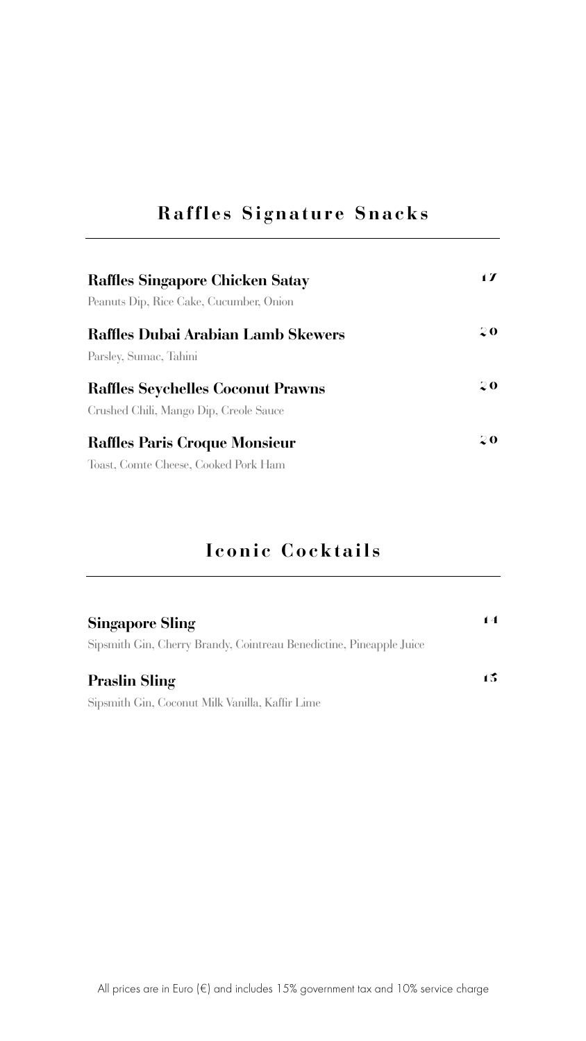## Raffles Signature Snacks

**Raffles Singapore Chicken Satay** **17**
Peanuts Dip, Rice Cake, Cucumber, Onion

**Raffles Dubai Arabian Lamb Skewers** **20**
Parsley, Sumac, Tahini

**Raffles Seychelles Coconut Prawns** **20**
Crushed Chili, Mango Dip, Creole Sauce

**Raffles Paris Croque Monsieur** **20**
Toast, Comte Cheese, Cooked Pork Ham

## Iconic Cocktails

**Singapore Sling** **14**
Sipsmith Gin, Cherry Brandy, Cointreau Benedictine, Pineapple Juice

**Praslin Sling** **15**
Sipsmith Gin, Coconut Milk Vanilla, Kaffir Lime

All prices are in Euro (€) and includes 15% government tax and 10% service charge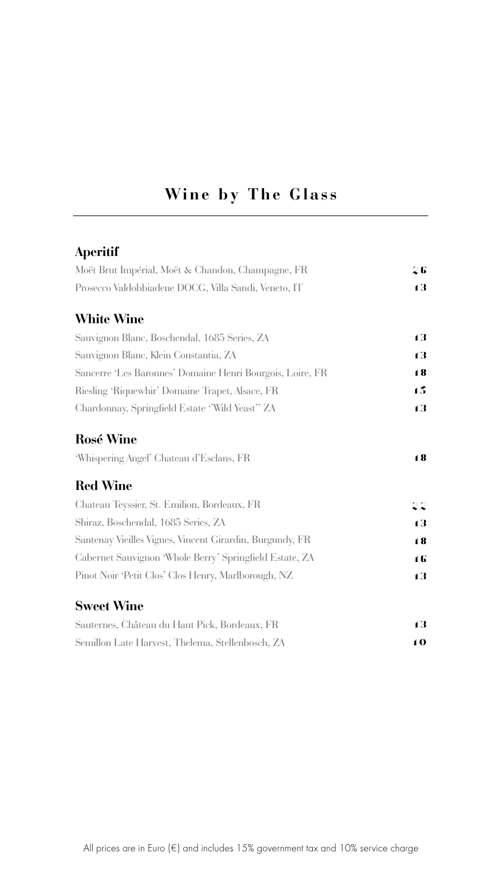# Wine by The Glass

## Aperitif

| | |
|---|---|
| Moët Brut Impérial, Moët & Chandon, Champagne, FR | 26 |
| Prosecco Valdobbiadene DOCG, Villa Sandi, Veneto, IT | 13 |

## White Wine

| | |
|---|---|
| Sauvignon Blanc, Boschendal, 1685 Series, ZA | 13 |
| Sauvignon Blanc, Klein Constantia, ZA | 13 |
| Sancerre 'Les Baronnes' Domaine Henri Bourgois, Loire, FR | 18 |
| Riesling 'Riquewhir' Domaine Trapet, Alsace, FR | 15 |
| Chardonnay, Springfield Estate "Wild Yeast" ZA | 13 |

## Rosé Wine

| | |
|---|---|
| 'Whispering Angel' Chateau d'Esclans, FR | 18 |

## Red Wine

| | |
|---|---|
| Chateau Teyssier, St. Emilion, Bordeaux, FR | 22 |
| Shiraz, Boschendal, 1685 Series, ZA | 13 |
| Santenay Vieilles Vignes, Vincent Girardin, Burgundy, FR | 18 |
| Cabernet Sauvignon 'Whole Berry' Springfield Estate, ZA | 16 |
| Pinot Noir 'Petit Clos' Clos Henry, Marlborough, NZ | 13 |

## Sweet Wine

| | |
|---|---|
| Sauternes, Château du Haut Pick, Bordeaux, FR | 13 |
| Semillon Late Harvest, Thelema, Stellenbosch, ZA | 10 |

All prices are in Euro (€) and includes 15% government tax and 10% service charge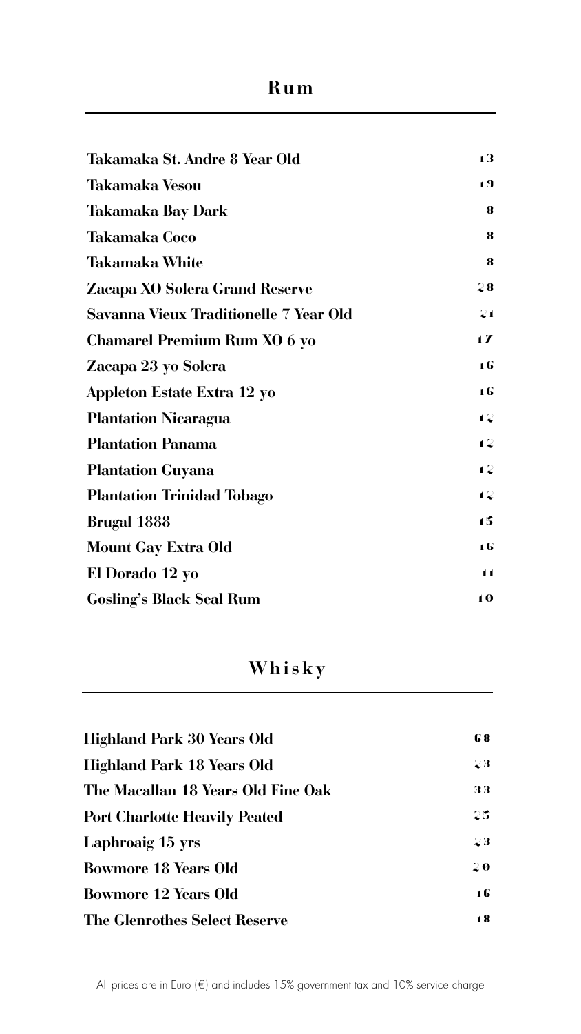## Rum

| | |
|---|---|
| **Takamaka St. Andre 8 Year Old** | 13 |
| **Takamaka Vesou** | 19 |
| **Takamaka Bay Dark** | 8 |
| **Takamaka Coco** | 8 |
| **Takamaka White** | 8 |
| **Zacapa XO Solera Grand Reserve** | 28 |
| **Savanna Vieux Traditionelle 7 Year Old** | 21 |
| **Chamarel Premium Rum XO 6 yo** | 17 |
| **Zacapa 23 yo Solera** | 16 |
| **Appleton Estate Extra 12 yo** | 16 |
| **Plantation Nicaragua** | 12 |
| **Plantation Panama** | 12 |
| **Plantation Guyana** | 12 |
| **Plantation Trinidad Tobago** | 12 |
| **Brugal 1888** | 15 |
| **Mount Gay Extra Old** | 16 |
| **El Dorado 12 yo** | 11 |
| **Gosling's Black Seal Rum** | 10 |

## Whisky

| | |
|---|---|
| **Highland Park 30 Years Old** | 68 |
| **Highland Park 18 Years Old** | 23 |
| **The Macallan 18 Years Old Fine Oak** | 33 |
| **Port Charlotte Heavily Peated** | 25 |
| **Laphroaig 15 yrs** | 23 |
| **Bowmore 18 Years Old** | 20 |
| **Bowmore 12 Years Old** | 16 |
| **The Glenrothes Select Reserve** | 18 |

All prices are in Euro (€) and includes 15% government tax and 10% service charge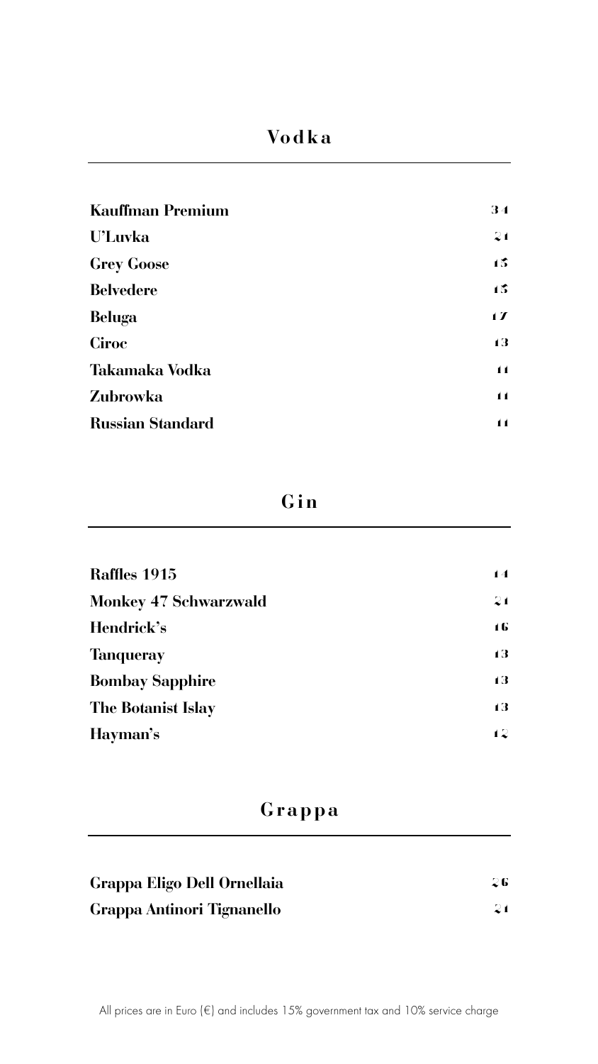## Vodka

| | |
|---|---|
| **Kauffman Premium** | 34 |
| **U'Luvka** | 21 |
| **Grey Goose** | 15 |
| **Belvedere** | 15 |
| **Beluga** | 17 |
| **Ciroc** | 13 |
| **Takamaka Vodka** | 11 |
| **Zubrowka** | 11 |
| **Russian Standard** | 11 |

## Gin

| | |
|---|---|
| **Raffles 1915** | 14 |
| **Monkey 47 Schwarzwald** | 21 |
| **Hendrick's** | 16 |
| **Tanqueray** | 13 |
| **Bombay Sapphire** | 13 |
| **The Botanist Islay** | 13 |
| **Hayman's** | 12 |

## Grappa

| | |
|---|---|
| **Grappa Eligo Dell Ornellaia** | 26 |
| **Grappa Antinori Tignanello** | 21 |

All prices are in Euro (€) and includes 15% government tax and 10% service charge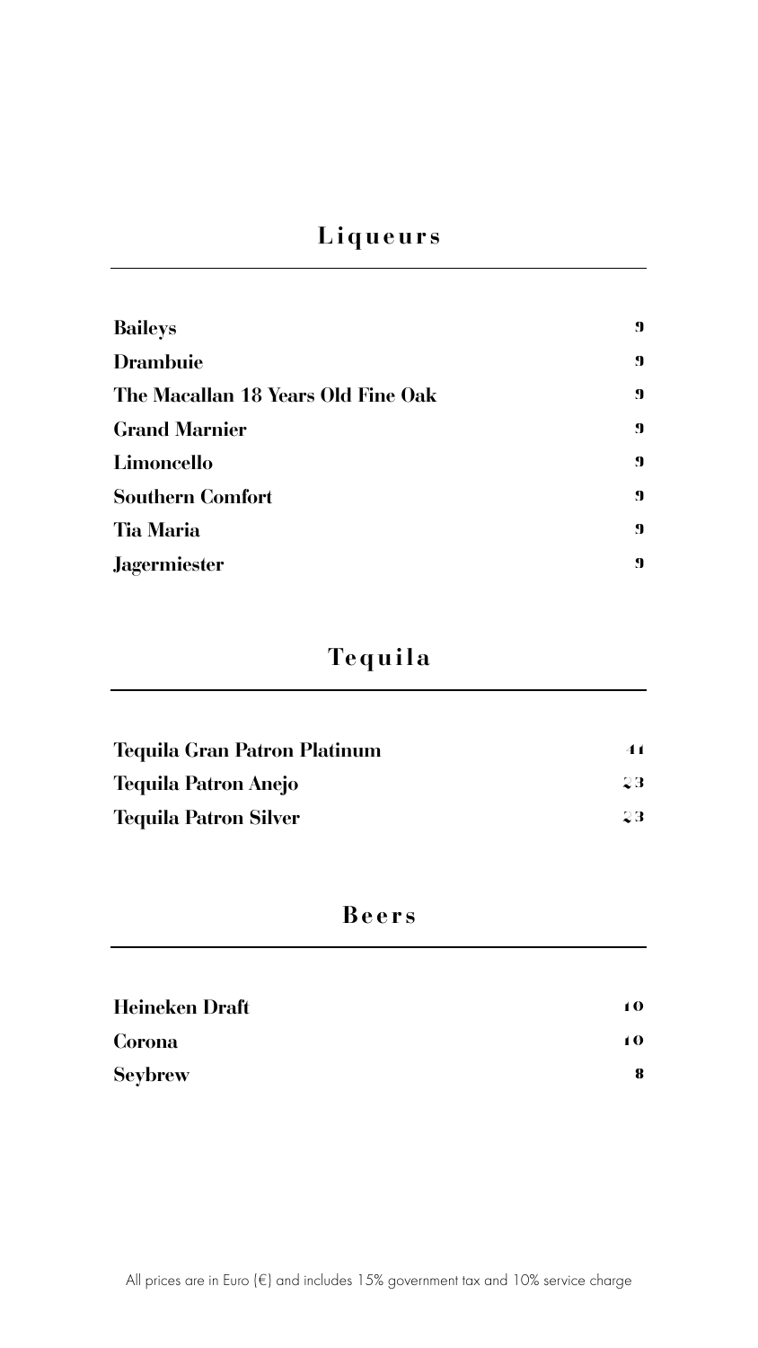## Liqueurs

| | |
|---|---|
| **Baileys** | 9 |
| **Drambuie** | 9 |
| **The Macallan 18 Years Old Fine Oak** | 9 |
| **Grand Marnier** | 9 |
| **Limoncello** | 9 |
| **Southern Comfort** | 9 |
| **Tia Maria** | 9 |
| **Jagermiester** | 9 |

## Tequila

| | |
|---|---|
| **Tequila Gran Patron Platinum** | 41 |
| **Tequila Patron Anejo** | 23 |
| **Tequila Patron Silver** | 23 |

## Beers

| | |
|---|---|
| **Heineken Draft** | 10 |
| **Corona** | 10 |
| **Seybrew** | 8 |

All prices are in Euro (€) and includes 15% government tax and 10% service charge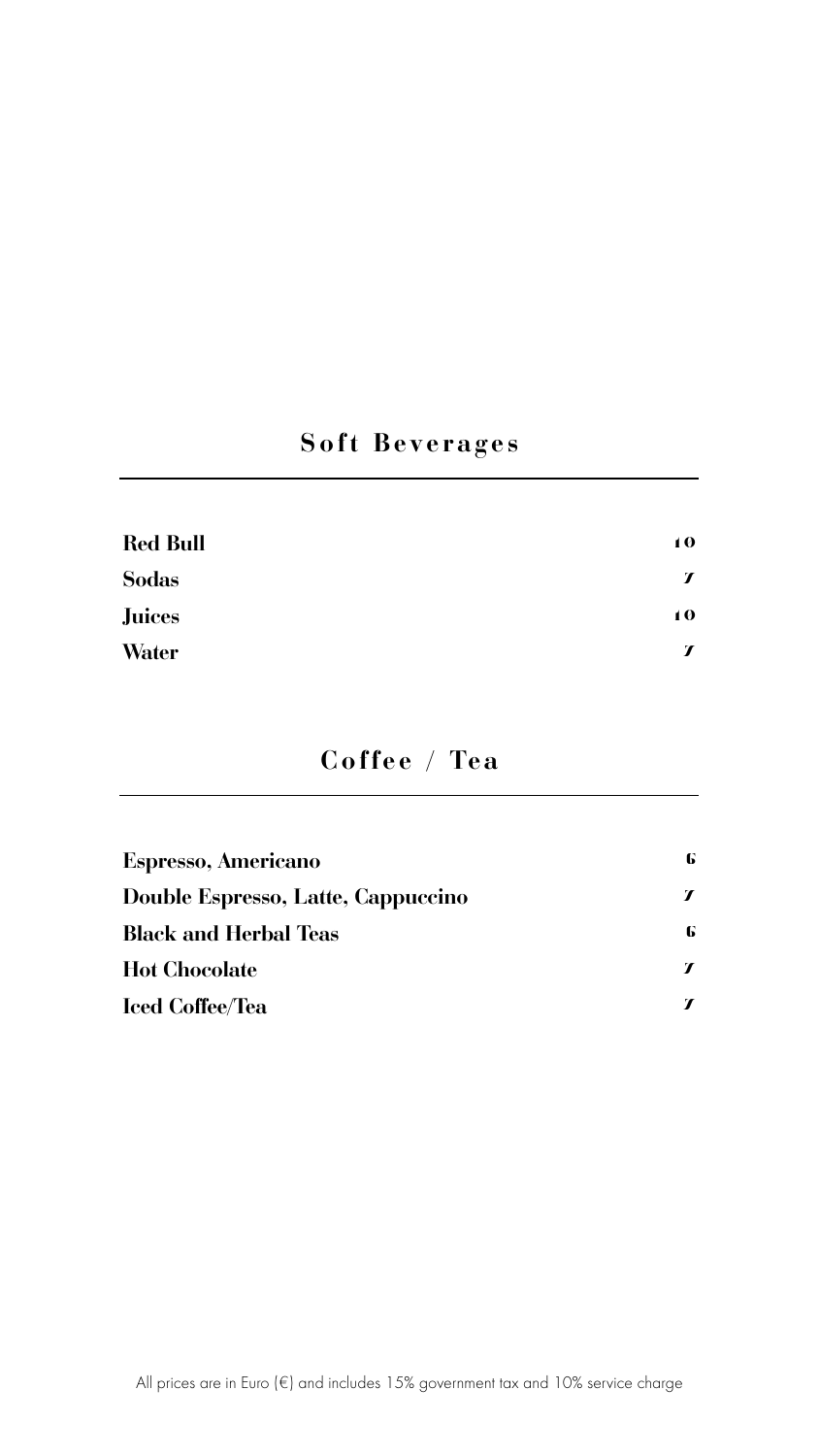## Soft Beverages

| | |
|---|---|
| **Red Bull** | 10 |
| **Sodas** | 7 |
| **Juices** | 10 |
| **Water** | 7 |

## Coffee / Tea

| | |
|---|---|
| **Espresso, Americano** | 6 |
| **Double Espresso, Latte, Cappuccino** | 7 |
| **Black and Herbal Teas** | 6 |
| **Hot Chocolate** | 7 |
| **Iced Coffee/Tea** | 7 |

All prices are in Euro (€) and includes 15% government tax and 10% service charge